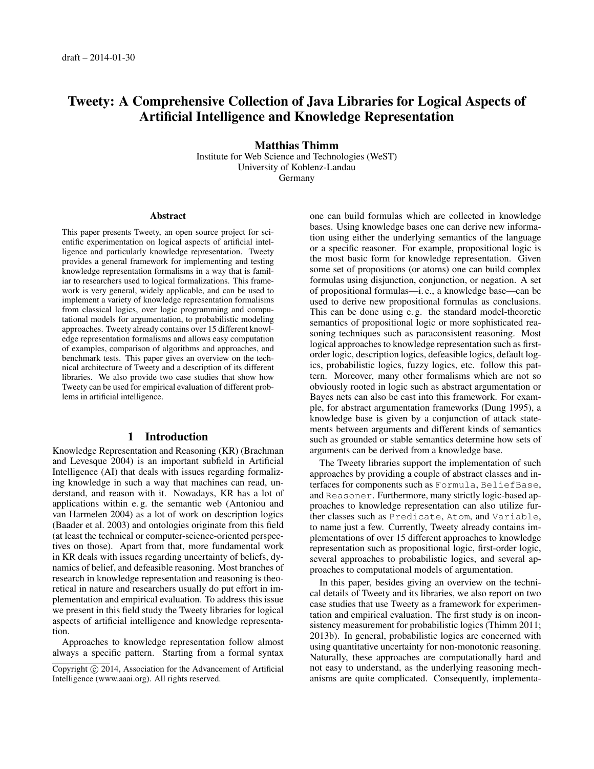draft – 2014-01-30

# Tweety: A Comprehensive Collection of Java Libraries for Logical Aspects of Artificial Intelligence and Knowledge Representation

**Matthias Thimm**
Institute for Web Science and Technologies (WeST)
University of Koblenz-Landau
Germany

### Abstract

This paper presents Tweety, an open source project for scientific experimentation on logical aspects of artificial intelligence and particularly knowledge representation. Tweety provides a general framework for implementing and testing knowledge representation formalisms in a way that is familiar to researchers used to logical formalizations. This framework is very general, widely applicable, and can be used to implement a variety of knowledge representation formalisms from classical logics, over logic programming and computational models for argumentation, to probabilistic modeling approaches. Tweety already contains over 15 different knowledge representation formalisms and allows easy computation of examples, comparison of algorithms and approaches, and benchmark tests. This paper gives an overview on the technical architecture of Tweety and a description of its different libraries. We also provide two case studies that show how Tweety can be used for empirical evaluation of different problems in artificial intelligence.

## 1 Introduction

Knowledge Representation and Reasoning (KR) (Brachman and Levesque 2004) is an important subfield in Artificial Intelligence (AI) that deals with issues regarding formalizing knowledge in such a way that machines can read, understand, and reason with it. Nowadays, KR has a lot of applications within e. g. the semantic web (Antoniou and van Harmelen 2004) as a lot of work on description logics (Baader et al. 2003) and ontologies originate from this field (at least the technical or computer-science-oriented perspectives on those). Apart from that, more fundamental work in KR deals with issues regarding uncertainty of beliefs, dynamics of belief, and defeasible reasoning. Most branches of research in knowledge representation and reasoning is theoretical in nature and researchers usually do put effort in implementation and empirical evaluation. To address this issue we present in this field study the Tweety libraries for logical aspects of artificial intelligence and knowledge representation.

Approaches to knowledge representation follow almost always a specific pattern. Starting from a formal syntax one can build formulas which are collected in knowledge bases. Using knowledge bases one can derive new information using either the underlying semantics of the language or a specific reasoner. For example, propositional logic is the most basic form for knowledge representation. Given some set of propositions (or atoms) one can build complex formulas using disjunction, conjunction, or negation. A set of propositional formulas—i. e., a knowledge base—can be used to derive new propositional formulas as conclusions. This can be done using e. g. the standard model-theoretic semantics of propositional logic or more sophisticated reasoning techniques such as paraconsistent reasoning. Most logical approaches to knowledge representation such as first-order logic, description logics, defeasible logics, default logics, probabilistic logics, fuzzy logics, etc. follow this pattern. Moreover, many other formalisms which are not so obviously rooted in logic such as abstract argumentation or Bayes nets can also be cast into this framework. For example, for abstract argumentation frameworks (Dung 1995), a knowledge base is given by a conjunction of attack statements between arguments and different kinds of semantics such as grounded or stable semantics determine how sets of arguments can be derived from a knowledge base.

The Tweety libraries support the implementation of such approaches by providing a couple of abstract classes and interfaces for components such as `Formula`, `BeliefBase`, and `Reasoner`. Furthermore, many strictly logic-based approaches to knowledge representation can also utilize further classes such as `Predicate`, `Atom`, and `Variable`, to name just a few. Currently, Tweety already contains implementations of over 15 different approaches to knowledge representation such as propositional logic, first-order logic, several approaches to probabilistic logics, and several approaches to computational models of argumentation.

In this paper, besides giving an overview on the technical details of Tweety and its libraries, we also report on two case studies that use Tweety as a framework for experimentation and empirical evaluation. The first study is on inconsistency measurement for probabilistic logics (Thimm 2011; 2013b). In general, probabilistic logics are concerned with using quantitative uncertainty for non-monotonic reasoning. Naturally, these approaches are computationally hard and not easy to understand, as the underlying reasoning mechanisms are quite complicated. Consequently, implementa-

Copyright © 2014, Association for the Advancement of Artificial Intelligence (www.aaai.org). All rights reserved.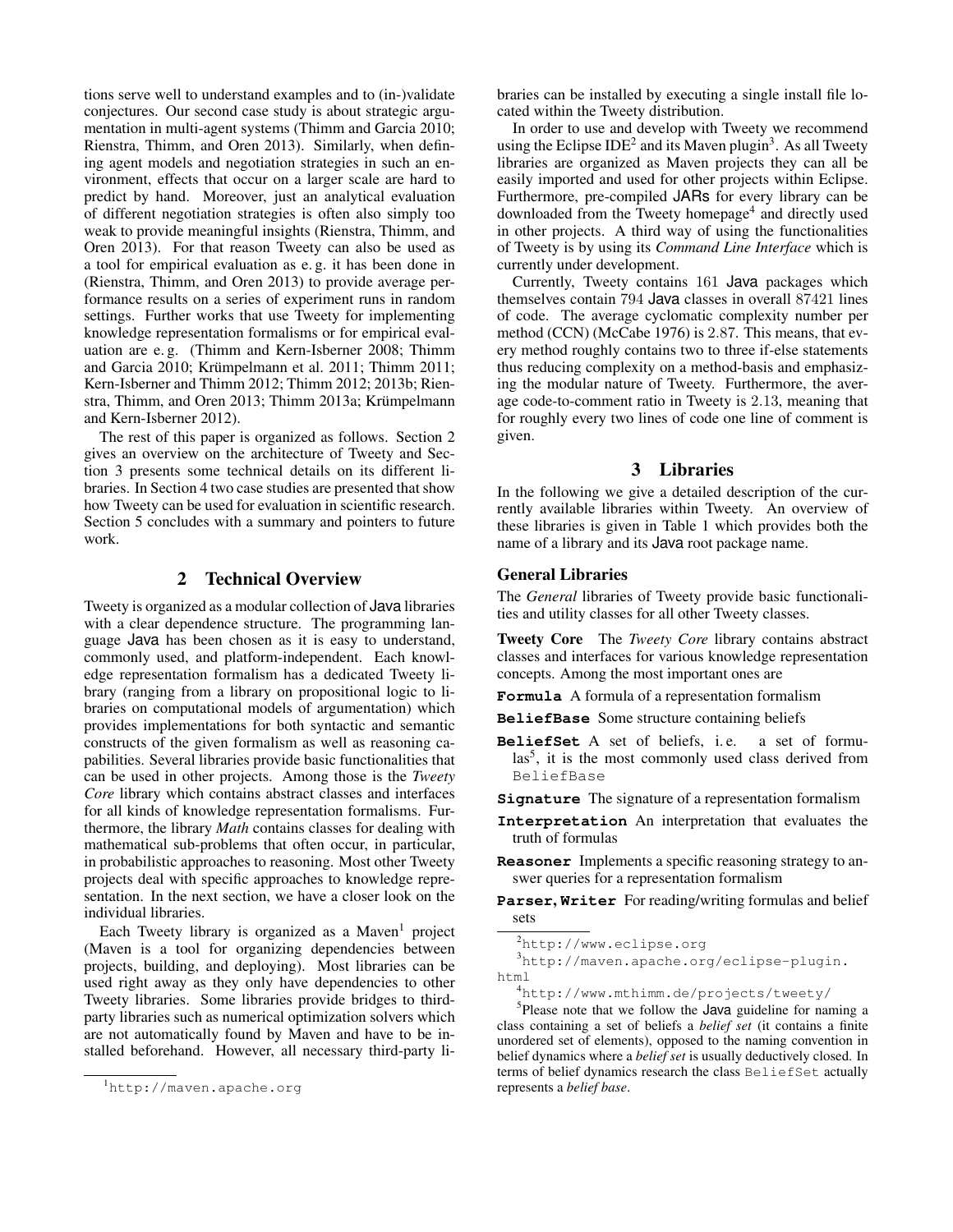tions serve well to understand examples and to (in-)validate conjectures. Our second case study is about strategic argumentation in multi-agent systems (Thimm and Garcia 2010; Rienstra, Thimm, and Oren 2013). Similarly, when defining agent models and negotiation strategies in such an environment, effects that occur on a larger scale are hard to predict by hand. Moreover, just an analytical evaluation of different negotiation strategies is often also simply too weak to provide meaningful insights (Rienstra, Thimm, and Oren 2013). For that reason Tweety can also be used as a tool for empirical evaluation as e. g. it has been done in (Rienstra, Thimm, and Oren 2013) to provide average performance results on a series of experiment runs in random settings. Further works that use Tweety for implementing knowledge representation formalisms or for empirical evaluation are e. g. (Thimm and Kern-Isberner 2008; Thimm and Garcia 2010; Krümpelmann et al. 2011; Thimm 2011; Kern-Isberner and Thimm 2012; Thimm 2012; 2013b; Rienstra, Thimm, and Oren 2013; Thimm 2013a; Krümpelmann and Kern-Isberner 2012).

The rest of this paper is organized as follows. Section 2 gives an overview on the architecture of Tweety and Section 3 presents some technical details on its different libraries. In Section 4 two case studies are presented that show how Tweety can be used for evaluation in scientific research. Section 5 concludes with a summary and pointers to future work.

## 2 Technical Overview

Tweety is organized as a modular collection of Java libraries with a clear dependence structure. The programming language Java has been chosen as it is easy to understand, commonly used, and platform-independent. Each knowledge representation formalism has a dedicated Tweety library (ranging from a library on propositional logic to libraries on computational models of argumentation) which provides implementations for both syntactic and semantic constructs of the given formalism as well as reasoning capabilities. Several libraries provide basic functionalities that can be used in other projects. Among those is the *Tweety Core* library which contains abstract classes and interfaces for all kinds of knowledge representation formalisms. Furthermore, the library *Math* contains classes for dealing with mathematical sub-problems that often occur, in particular, in probabilistic approaches to reasoning. Most other Tweety projects deal with specific approaches to knowledge representation. In the next section, we have a closer look on the individual libraries.

Each Tweety library is organized as a Maven[1] project (Maven is a tool for organizing dependencies between projects, building, and deploying). Most libraries can be used right away as they only have dependencies to other Tweety libraries. Some libraries provide bridges to third-party libraries such as numerical optimization solvers which are not automatically found by Maven and have to be installed beforehand. However, all necessary third-party libraries can be installed by executing a single install file located within the Tweety distribution.

In order to use and develop with Tweety we recommend using the Eclipse IDE[2] and its Maven plugin[3]. As all Tweety libraries are organized as Maven projects they can all be easily imported and used for other projects within Eclipse. Furthermore, pre-compiled JARs for every library can be downloaded from the Tweety homepage[4] and directly used in other projects. A third way of using the functionalities of Tweety is by using its *Command Line Interface* which is currently under development.

Currently, Tweety contains 161 Java packages which themselves contain 794 Java classes in overall 87421 lines of code. The average cyclomatic complexity number per method (CCN) (McCabe 1976) is 2.87. This means, that every method roughly contains two to three if-else statements thus reducing complexity on a method-basis and emphasizing the modular nature of Tweety. Furthermore, the average code-to-comment ratio in Tweety is 2.13, meaning that for roughly every two lines of code one line of comment is given.

## 3 Libraries

In the following we give a detailed description of the currently available libraries within Tweety. An overview of these libraries is given in Table 1 which provides both the name of a library and its Java root package name.

### General Libraries

The *General* libraries of Tweety provide basic functionalities and utility classes for all other Tweety classes.

**Tweety Core** The *Tweety Core* library contains abstract classes and interfaces for various knowledge representation concepts. Among the most important ones are

- **`Formula`** A formula of a representation formalism
- **`BeliefBase`** Some structure containing beliefs
- **`BeliefSet`** A set of beliefs, i. e. a set of formulas[5], it is the most commonly used class derived from `BeliefBase`
- **`Signature`** The signature of a representation formalism
- **`Interpretation`** An interpretation that evaluates the truth of formulas
- **`Reasoner`** Implements a specific reasoning strategy to answer queries for a representation formalism
- **`Parser`, `Writer`** For reading/writing formulas and belief sets

---

[1] http://maven.apache.org

[2] http://www.eclipse.org

[3] http://maven.apache.org/eclipse-plugin.html

[4] http://www.mthimm.de/projects/tweety/

[5] Please note that we follow the Java guideline for naming a class containing a set of beliefs a *belief set* (it contains a finite unordered set of elements), opposed to the naming convention in belief dynamics where a *belief set* is usually deductively closed. In terms of belief dynamics research the class `BeliefSet` actually represents a *belief base*.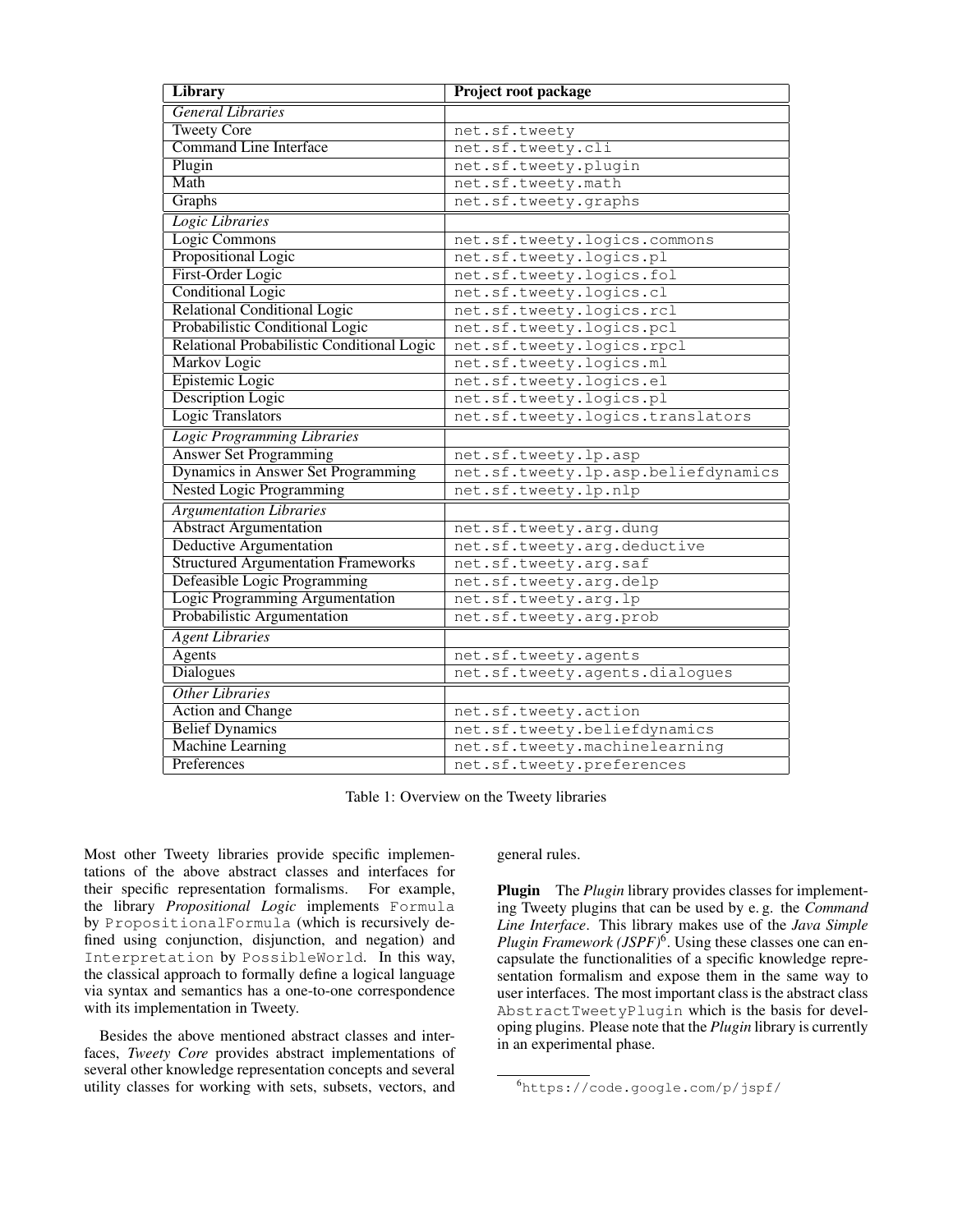| Library | Project root package |
|---|---|
| *General Libraries* | |
| Tweety Core | `net.sf.tweety` |
| Command Line Interface | `net.sf.tweety.cli` |
| Plugin | `net.sf.tweety.plugin` |
| Math | `net.sf.tweety.math` |
| Graphs | `net.sf.tweety.graphs` |
| *Logic Libraries* | |
| Logic Commons | `net.sf.tweety.logics.commons` |
| Propositional Logic | `net.sf.tweety.logics.pl` |
| First-Order Logic | `net.sf.tweety.logics.fol` |
| Conditional Logic | `net.sf.tweety.logics.cl` |
| Relational Conditional Logic | `net.sf.tweety.logics.rcl` |
| Probabilistic Conditional Logic | `net.sf.tweety.logics.pcl` |
| Relational Probabilistic Conditional Logic | `net.sf.tweety.logics.rpcl` |
| Markov Logic | `net.sf.tweety.logics.ml` |
| Epistemic Logic | `net.sf.tweety.logics.el` |
| Description Logic | `net.sf.tweety.logics.pl` |
| Logic Translators | `net.sf.tweety.logics.translators` |
| *Logic Programming Libraries* | |
| Answer Set Programming | `net.sf.tweety.lp.asp` |
| Dynamics in Answer Set Programming | `net.sf.tweety.lp.asp.beliefdynamics` |
| Nested Logic Programming | `net.sf.tweety.lp.nlp` |
| *Argumentation Libraries* | |
| Abstract Argumentation | `net.sf.tweety.arg.dung` |
| Deductive Argumentation | `net.sf.tweety.arg.deductive` |
| Structured Argumentation Frameworks | `net.sf.tweety.arg.saf` |
| Defeasible Logic Programming | `net.sf.tweety.arg.delp` |
| Logic Programming Argumentation | `net.sf.tweety.arg.lp` |
| Probabilistic Argumentation | `net.sf.tweety.arg.prob` |
| *Agent Libraries* | |
| Agents | `net.sf.tweety.agents` |
| Dialogues | `net.sf.tweety.agents.dialogues` |
| *Other Libraries* | |
| Action and Change | `net.sf.tweety.action` |
| Belief Dynamics | `net.sf.tweety.beliefdynamics` |
| Machine Learning | `net.sf.tweety.machinelearning` |
| Preferences | `net.sf.tweety.preferences` |

Table 1: Overview on the Tweety libraries

Most other Tweety libraries provide specific implementations of the above abstract classes and interfaces for their specific representation formalisms. For example, the library *Propositional Logic* implements `Formula` by `PropositionalFormula` (which is recursively defined using conjunction, disjunction, and negation) and `Interpretation` by `PossibleWorld`. In this way, the classical approach to formally define a logical language via syntax and semantics has a one-to-one correspondence with its implementation in Tweety.

Besides the above mentioned abstract classes and interfaces, *Tweety Core* provides abstract implementations of several other knowledge representation concepts and several utility classes for working with sets, subsets, vectors, and general rules.

**Plugin** The *Plugin* library provides classes for implementing Tweety plugins that can be used by e. g. the *Command Line Interface*. This library makes use of the *Java Simple Plugin Framework (JSPF)*[6]. Using these classes one can encapsulate the functionalities of a specific knowledge representation formalism and expose them in the same way to user interfaces. The most important class is the abstract class `AbstractTweetyPlugin` which is the basis for developing plugins. Please note that the *Plugin* library is currently in an experimental phase.

[6] `https://code.google.com/p/jspf/`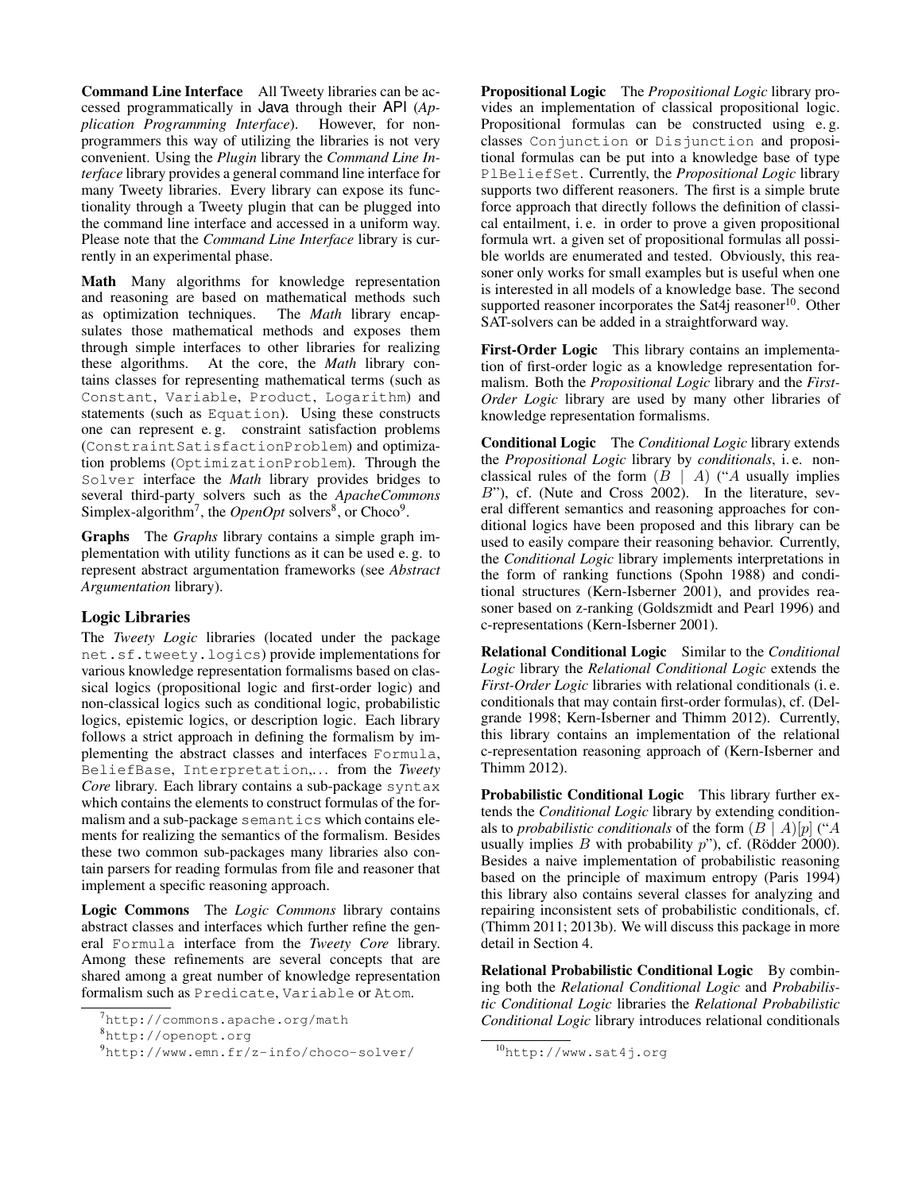**Command Line Interface** All Tweety libraries can be accessed programmatically in Java through their API (*Application Programming Interface*). However, for non-programmers this way of utilizing the libraries is not very convenient. Using the *Plugin* library the *Command Line Interface* library provides a general command line interface for many Tweety libraries. Every library can expose its functionality through a Tweety plugin that can be plugged into the command line interface and accessed in a uniform way. Please note that the *Command Line Interface* library is currently in an experimental phase.

**Math** Many algorithms for knowledge representation and reasoning are based on mathematical methods such as optimization techniques. The *Math* library encapsulates those mathematical methods and exposes them through simple interfaces to other libraries for realizing these algorithms. At the core, the *Math* library contains classes for representing mathematical terms (such as `Constant`, `Variable`, `Product`, `Logarithm`) and statements (such as `Equation`). Using these constructs one can represent e. g. constraint satisfaction problems (`ConstraintSatisfactionProblem`) and optimization problems (`OptimizationProblem`). Through the `Solver` interface the *Math* library provides bridges to several third-party solvers such as the *ApacheCommons* Simplex-algorithm[7], the *OpenOpt* solvers[8], or Choco[9].

**Graphs** The *Graphs* library contains a simple graph implementation with utility functions as it can be used e. g. to represent abstract argumentation frameworks (see *Abstract Argumentation* library).

## Logic Libraries

The *Tweety Logic* libraries (located under the package `net.sf.tweety.logics`) provide implementations for various knowledge representation formalisms based on classical logics (propositional logic and first-order logic) and non-classical logics such as conditional logic, probabilistic logics, epistemic logics, or description logic. Each library follows a strict approach in defining the formalism by implementing the abstract classes and interfaces `Formula`, `BeliefBase`, `Interpretation`,... from the *Tweety Core* library. Each library contains a sub-package `syntax` which contains the elements to construct formulas of the formalism and a sub-package `semantics` which contains elements for realizing the semantics of the formalism. Besides these two common sub-packages many libraries also contain parsers for reading formulas from file and reasoner that implement a specific reasoning approach.

**Logic Commons** The *Logic Commons* library contains abstract classes and interfaces which further refine the general `Formula` interface from the *Tweety Core* library. Among these refinements are several concepts that are shared among a great number of knowledge representation formalism such as `Predicate`, `Variable` or `Atom`.

**Propositional Logic** The *Propositional Logic* library provides an implementation of classical propositional logic. Propositional formulas can be constructed using e. g. classes `Conjunction` or `Disjunction` and propositional formulas can be put into a knowledge base of type `PlBeliefSet`. Currently, the *Propositional Logic* library supports two different reasoners. The first is a simple brute force approach that directly follows the definition of classical entailment, i. e. in order to prove a given propositional formula wrt. a given set of propositional formulas all possible worlds are enumerated and tested. Obviously, this reasoner only works for small examples but is useful when one is interested in all models of a knowledge base. The second supported reasoner incorporates the Sat4j reasoner[10]. Other SAT-solvers can be added in a straightforward way.

**First-Order Logic** This library contains an implementation of first-order logic as a knowledge representation formalism. Both the *Propositional Logic* library and the *First-Order Logic* library are used by many other libraries of knowledge representation formalisms.

**Conditional Logic** The *Conditional Logic* library extends the *Propositional Logic* library by *conditionals*, i. e. non-classical rules of the form $(B \mid A)$ ("$A$ usually implies $B$"), cf. (Nute and Cross 2002). In the literature, several different semantics and reasoning approaches for conditional logics have been proposed and this library can be used to easily compare their reasoning behavior. Currently, the *Conditional Logic* library implements interpretations in the form of ranking functions (Spohn 1988) and conditional structures (Kern-Isberner 2001), and provides reasoner based on z-ranking (Goldszmidt and Pearl 1996) and c-representations (Kern-Isberner 2001).

**Relational Conditional Logic** Similar to the *Conditional Logic* library the *Relational Conditional Logic* extends the *First-Order Logic* libraries with relational conditionals (i. e. conditionals that may contain first-order formulas), cf. (Delgrande 1998; Kern-Isberner and Thimm 2012). Currently, this library contains an implementation of the relational c-representation reasoning approach of (Kern-Isberner and Thimm 2012).

**Probabilistic Conditional Logic** This library further extends the *Conditional Logic* library by extending conditionals to *probabilistic conditionals* of the form $(B \mid A)[p]$ ("$A$ usually implies $B$ with probability $p$"), cf. (Rödder 2000). Besides a naive implementation of probabilistic reasoning based on the principle of maximum entropy (Paris 1994) this library also contains several classes for analyzing and repairing inconsistent sets of probabilistic conditionals, cf. (Thimm 2011; 2013b). We will discuss this package in more detail in Section 4.

**Relational Probabilistic Conditional Logic** By combining both the *Relational Conditional Logic* and *Probabilistic Conditional Logic* libraries the *Relational Probabilistic Conditional Logic* library introduces relational conditionals

[7] http://commons.apache.org/math

[8] http://openopt.org

[9] http://www.emn.fr/z-info/choco-solver/

[10] http://www.sat4j.org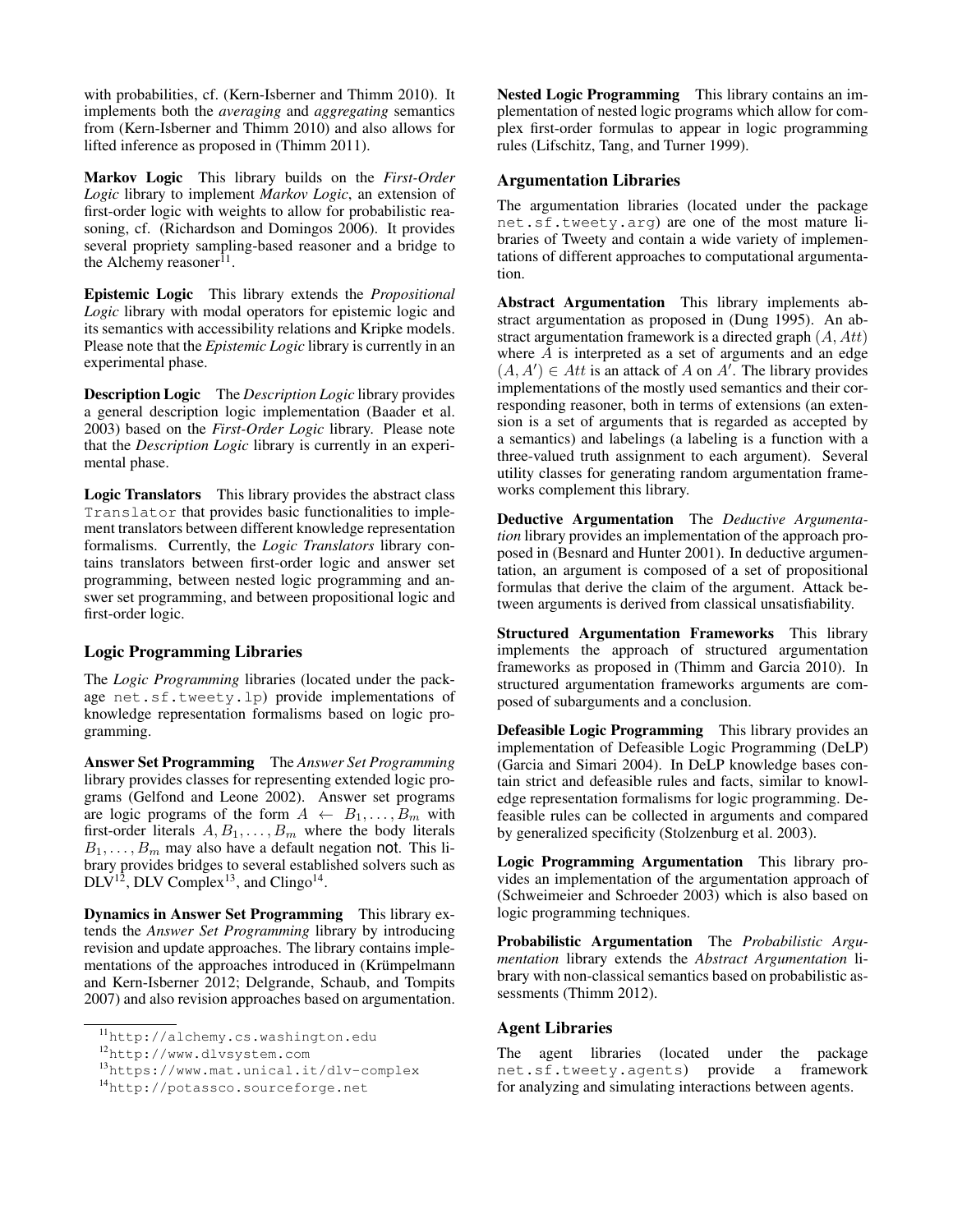with probabilities, cf. (Kern-Isberner and Thimm 2010). It implements both the *averaging* and *aggregating* semantics from (Kern-Isberner and Thimm 2010) and also allows for lifted inference as proposed in (Thimm 2011).

**Markov Logic** This library builds on the *First-Order Logic* library to implement *Markov Logic*, an extension of first-order logic with weights to allow for probabilistic reasoning, cf. (Richardson and Domingos 2006). It provides several propriety sampling-based reasoner and a bridge to the Alchemy reasoner[11].

**Epistemic Logic** This library extends the *Propositional Logic* library with modal operators for epistemic logic and its semantics with accessibility relations and Kripke models. Please note that the *Epistemic Logic* library is currently in an experimental phase.

**Description Logic** The *Description Logic* library provides a general description logic implementation (Baader et al. 2003) based on the *First-Order Logic* library. Please note that the *Description Logic* library is currently in an experimental phase.

**Logic Translators** This library provides the abstract class `Translator` that provides basic functionalities to implement translators between different knowledge representation formalisms. Currently, the *Logic Translators* library contains translators between first-order logic and answer set programming, between nested logic programming and answer set programming, and between propositional logic and first-order logic.

### Logic Programming Libraries

The *Logic Programming* libraries (located under the package `net.sf.tweety.lp`) provide implementations of knowledge representation formalisms based on logic programming.

**Answer Set Programming** The *Answer Set Programming* library provides classes for representing extended logic programs (Gelfond and Leone 2002). Answer set programs are logic programs of the form $A \leftarrow B_1, \ldots, B_m$ with first-order literals $A, B_1, \ldots, B_m$ where the body literals $B_1, \ldots, B_m$ may also have a default negation $\mathsf{not}$. This library provides bridges to several established solvers such as DLV[12], DLV Complex[13], and Clingo[14].

**Dynamics in Answer Set Programming** This library extends the *Answer Set Programming* library by introducing revision and update approaches. The library contains implementations of the approaches introduced in (Krümpelmann and Kern-Isberner 2012; Delgrande, Schaub, and Tompits 2007) and also revision approaches based on argumentation.

**Nested Logic Programming** This library contains an implementation of nested logic programs which allow for complex first-order formulas to appear in logic programming rules (Lifschitz, Tang, and Turner 1999).

### Argumentation Libraries

The argumentation libraries (located under the package `net.sf.tweety.arg`) are one of the most mature libraries of Tweety and contain a wide variety of implementations of different approaches to computational argumentation.

**Abstract Argumentation** This library implements abstract argumentation as proposed in (Dung 1995). An abstract argumentation framework is a directed graph $(A, \mathit{Att})$ where $A$ is interpreted as a set of arguments and an edge $(A, A') \in \mathit{Att}$ is an attack of $A$ on $A'$. The library provides implementations of the mostly used semantics and their corresponding reasoner, both in terms of extensions (an extension is a set of arguments that is regarded as accepted by a semantics) and labelings (a labeling is a function with a three-valued truth assignment to each argument). Several utility classes for generating random argumentation frameworks complement this library.

**Deductive Argumentation** The *Deductive Argumentation* library provides an implementation of the approach proposed in (Besnard and Hunter 2001). In deductive argumentation, an argument is composed of a set of propositional formulas that derive the claim of the argument. Attack between arguments is derived from classical unsatisfiability.

**Structured Argumentation Frameworks** This library implements the approach of structured argumentation frameworks as proposed in (Thimm and Garcia 2010). In structured argumentation frameworks arguments are composed of subarguments and a conclusion.

**Defeasible Logic Programming** This library provides an implementation of Defeasible Logic Programming (DeLP) (Garcia and Simari 2004). In DeLP knowledge bases contain strict and defeasible rules and facts, similar to knowledge representation formalisms for logic programming. Defeasible rules can be collected in arguments and compared by generalized specificity (Stolzenburg et al. 2003).

**Logic Programming Argumentation** This library provides an implementation of the argumentation approach of (Schweimeier and Schroeder 2003) which is also based on logic programming techniques.

**Probabilistic Argumentation** The *Probabilistic Argumentation* library extends the *Abstract Argumentation* library with non-classical semantics based on probabilistic assessments (Thimm 2012).

### Agent Libraries

The agent libraries (located under the package `net.sf.tweety.agents`) provide a framework for analyzing and simulating interactions between agents.

---

[11] http://alchemy.cs.washington.edu

[12] http://www.dlvsystem.com

[13] https://www.mat.unical.it/dlv-complex

[14] http://potassco.sourceforge.net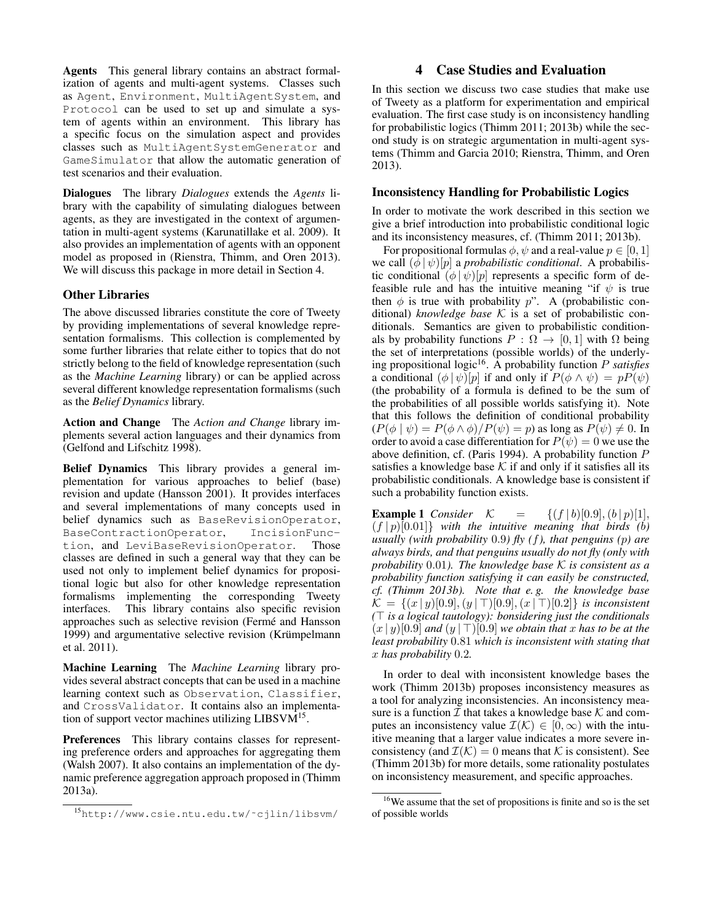**Agents** This general library contains an abstract formalization of agents and multi-agent systems. Classes such as `Agent`, `Environment`, `MultiAgentSystem`, and `Protocol` can be used to set up and simulate a system of agents within an environment. This library has a specific focus on the simulation aspect and provides classes such as `MultiAgentSystemGenerator` and `GameSimulator` that allow the automatic generation of test scenarios and their evaluation.

**Dialogues** The library *Dialogues* extends the *Agents* library with the capability of simulating dialogues between agents, as they are investigated in the context of argumentation in multi-agent systems (Karunatillake et al. 2009). It also provides an implementation of agents with an opponent model as proposed in (Rienstra, Thimm, and Oren 2013). We will discuss this package in more detail in Section 4.

### Other Libraries

The above discussed libraries constitute the core of Tweety by providing implementations of several knowledge representation formalisms. This collection is complemented by some further libraries that relate either to topics that do not strictly belong to the field of knowledge representation (such as the *Machine Learning* library) or can be applied across several different knowledge representation formalisms (such as the *Belief Dynamics* library.

**Action and Change** The *Action and Change* library implements several action languages and their dynamics from (Gelfond and Lifschitz 1998).

**Belief Dynamics** This library provides a general implementation for various approaches to belief (base) revision and update (Hansson 2001). It provides interfaces and several implementations of many concepts used in belief dynamics such as `BaseRevisionOperator`, `BaseContractionOperator`, `IncisionFunction`, and `LeviBaseRevisionOperator`. Those classes are defined in such a general way that they can be used not only to implement belief dynamics for propositional logic but also for other knowledge representation formalisms implementing the corresponding Tweety interfaces. This library contains also specific revision approaches such as selective revision (Fermé and Hansson 1999) and argumentative selective revision (Krümpelmann et al. 2011).

**Machine Learning** The *Machine Learning* library provides several abstract concepts that can be used in a machine learning context such as `Observation`, `Classifier`, and `CrossValidator`. It contains also an implementation of support vector machines utilizing LIBSVM[15].

**Preferences** This library contains classes for representing preference orders and approaches for aggregating them (Walsh 2007). It also contains an implementation of the dynamic preference aggregation approach proposed in (Thimm 2013a).

[15] `http://www.csie.ntu.edu.tw/~cjlin/libsvm/`

## 4 Case Studies and Evaluation

In this section we discuss two case studies that make use of Tweety as a platform for experimentation and empirical evaluation. The first case study is on inconsistency handling for probabilistic logics (Thimm 2011; 2013b) while the second study is on strategic argumentation in multi-agent systems (Thimm and Garcia 2010; Rienstra, Thimm, and Oren 2013).

### Inconsistency Handling for Probabilistic Logics

In order to motivate the work described in this section we give a brief introduction into probabilistic conditional logic and its inconsistency measures, cf. (Thimm 2011; 2013b).

For propositional formulas $\phi, \psi$ and a real-value $p \in [0, 1]$ we call $(\phi \,|\, \psi)[p]$ a *probabilistic conditional*. A probabilistic conditional $(\phi \,|\, \psi)[p]$ represents a specific form of defeasible rule and has the intuitive meaning "if $\psi$ is true then $\phi$ is true with probability $p$". A (probabilistic conditional) *knowledge base* $\mathcal{K}$ is a set of probabilistic conditionals. Semantics are given to probabilistic conditionals by probability functions $P : \Omega \to [0, 1]$ with $\Omega$ being the set of interpretations (possible worlds) of the underlying propositional logic[16]. A probability function $P$ *satisfies* a conditional $(\phi \,|\, \psi)[p]$ if and only if $P(\phi \wedge \psi) = pP(\psi)$ (the probability of a formula is defined to be the sum of the probabilities of all possible worlds satisfying it). Note that this follows the definition of conditional probability $(P(\phi \mid \psi) = P(\phi \wedge \phi)/P(\psi) = p)$ as long as $P(\psi) \neq 0$. In order to avoid a case differentiation for $P(\psi) = 0$ we use the above definition, cf. (Paris 1994). A probability function $P$ satisfies a knowledge base $\mathcal{K}$ if and only if it satisfies all its probabilistic conditionals. A knowledge base is consistent if such a probability function exists.

**Example 1** *Consider* $\mathcal{K} = \{(f \,|\, b)[0.9], (b \,|\, p)[1], (f \,|\, p)[0.01]\}$ *with the intuitive meaning that birds (b) usually (with probability* 0.9*) fly (f), that penguins (p) are always birds, and that penguins usually do not fly (only with probability* 0.01*). The knowledge base* $\mathcal{K}$ *is consistent as a probability function satisfying it can easily be constructed, cf. (Thimm 2013b). Note that e. g. the knowledge base* $\mathcal{K} = \{(x \,|\, y)[0.9], (y \,|\, \top)[0.9], (x \,|\, \top)[0.2]\}$ *is inconsistent (*$\top$ *is a logical tautology): bonsidering just the conditionals* $(x \,|\, y)[0.9]$ *and* $(y \,|\, \top)[0.9]$ *we obtain that* $x$ *has to be at the least probability* 0.81 *which is inconsistent with stating that* $x$ *has probability* 0.2*.*

In order to deal with inconsistent knowledge bases the work (Thimm 2013b) proposes inconsistency measures as a tool for analyzing inconsistencies. An inconsistency measure is a function $\mathcal{I}$ that takes a knowledge base $\mathcal{K}$ and computes an inconsistency value $\mathcal{I}(\mathcal{K}) \in [0, \infty)$ with the intuitive meaning that a larger value indicates a more severe inconsistency (and $\mathcal{I}(\mathcal{K}) = 0$ means that $\mathcal{K}$ is consistent). See (Thimm 2013b) for more details, some rationality postulates on inconsistency measurement, and specific approaches.

[16] We assume that the set of propositions is finite and so is the set of possible worlds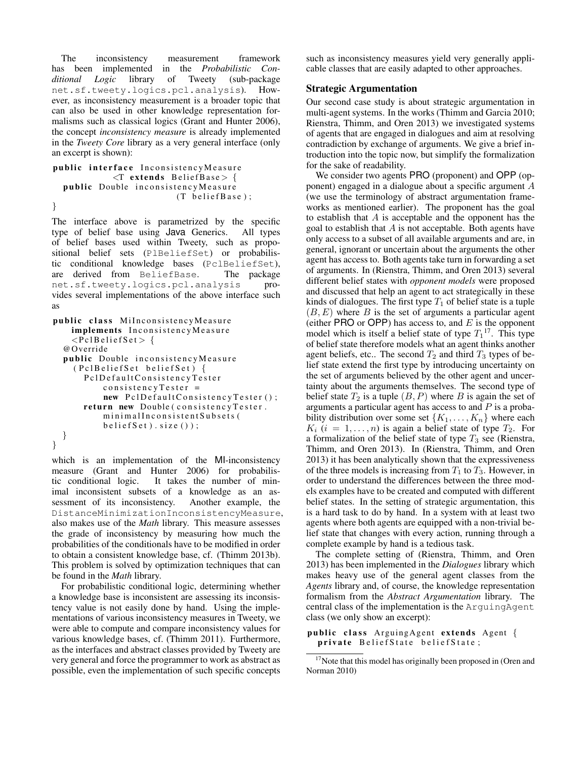The inconsistency measurement framework has been implemented in the *Probabilistic Conditional Logic* library of Tweety (sub-package `net.sf.tweety.logics.pcl.analysis`). However, as inconsistency measurement is a broader topic that can also be used in other knowledge representation formalisms such as classical logics (Grant and Hunter 2006), the concept *inconsistency measure* is already implemented in the *Tweety Core* library as a very general interface (only an excerpt is shown):

```
public interface InconsistencyMeasure
        <T extends BeliefBase> {
  public Double inconsistencyMeasure
                          (T beliefBase);
}
```

The interface above is parametrized by the specific type of belief base using Java Generics. All types of belief bases used within Tweety, such as propositional belief sets (`PlBeliefSet`) or probabilistic conditional knowledge bases (`PclBeliefSet`), are derived from `BeliefBase`. The package `net.sf.tweety.logics.pcl.analysis` provides several implementations of the above interface such as

```
public class MiInconsistencyMeasure
    implements InconsistencyMeasure
    <PclBeliefSet> {
  @Override
  public Double inconsistencyMeasure
    (PclBeliefSet beliefSet) {
      PclDefaultConsistencyTester
          consistencyTester =
          new PclDefaultConsistencyTester();
      return new Double(consistencyTester.
          minimalInconsistentSubsets(
          beliefSet).size());
  }
}
```

which is an implementation of the MI-inconsistency measure (Grant and Hunter 2006) for probabilistic conditional logic. It takes the number of minimal inconsistent subsets of a knowledge as an assessment of its inconsistency. Another example, the `DistanceMinimizationInconsistencyMeasure`, also makes use of the *Math* library. This measure assesses the grade of inconsistency by measuring how much the probabilities of the conditionals have to be modified in order to obtain a consistent knowledge base, cf. (Thimm 2013b). This problem is solved by optimization techniques that can be found in the *Math* library.

For probabilistic conditional logic, determining whether a knowledge base is inconsistent are assessing its inconsistency value is not easily done by hand. Using the implementations of various inconsistency measures in Tweety, we were able to compute and compare inconsistency values for various knowledge bases, cf. (Thimm 2011). Furthermore, as the interfaces and abstract classes provided by Tweety are very general and force the programmer to work as abstract as possible, even the implementation of such specific concepts such as inconsistency measures yield very generally applicable classes that are easily adapted to other approaches.

## Strategic Argumentation

Our second case study is about strategic argumentation in multi-agent systems. In the works (Thimm and Garcia 2010; Rienstra, Thimm, and Oren 2013) we investigated systems of agents that are engaged in dialogues and aim at resolving contradiction by exchange of arguments. We give a brief introduction into the topic now, but simplify the formalization for the sake of readability.

We consider two agents PRO (proponent) and OPP (opponent) engaged in a dialogue about a specific argument $A$ (we use the terminology of abstract argumentation frameworks as mentioned earlier). The proponent has the goal to establish that $A$ is acceptable and the opponent has the goal to establish that $A$ is not acceptable. Both agents have only access to a subset of all available arguments and are, in general, ignorant or uncertain about the arguments the other agent has access to. Both agents take turn in forwarding a set of arguments. In (Rienstra, Thimm, and Oren 2013) several different belief states with *opponent models* were proposed and discussed that help an agent to act strategically in these kinds of dialogues. The first type $T_1$ of belief state is a tuple $(B, E)$ where $B$ is the set of arguments a particular agent (either PRO or OPP) has access to, and $E$ is the opponent model which is itself a belief state of type $T_1$[17]. This type of belief state therefore models what an agent thinks another agent beliefs, etc.. The second $T_2$ and third $T_3$ types of belief state extend the first type by introducing uncertainty on the set of arguments believed by the other agent and uncertainty about the arguments themselves. The second type of belief state $T_2$ is a tuple $(B, P)$ where $B$ is again the set of arguments a particular agent has access to and $P$ is a probability distribution over some set $\{K_1, \ldots, K_n\}$ where each $K_i$ $(i = 1, \ldots, n)$ is again a belief state of type $T_2$. For a formalization of the belief state of type $T_3$ see (Rienstra, Thimm, and Oren 2013). In (Rienstra, Thimm, and Oren 2013) it has been analytically shown that the expressiveness of the three models is increasing from $T_1$ to $T_3$. However, in order to understand the differences between the three models examples have to be created and computed with different belief states. In the setting of strategic argumentation, this is a hard task to do by hand. In a system with at least two agents where both agents are equipped with a non-trivial belief state that changes with every action, running through a complete example by hand is a tedious task.

The complete setting of (Rienstra, Thimm, and Oren 2013) has been implemented in the *Dialogues* library which makes heavy use of the general agent classes from the *Agents* library and, of course, the knowledge representation formalism from the *Abstract Argumentation* library. The central class of the implementation is the `ArguingAgent` class (we only show an excerpt):

```
public class ArguingAgent extends Agent {
  private BeliefState beliefState;
```

[17] Note that this model has originally been proposed in (Oren and Norman 2010)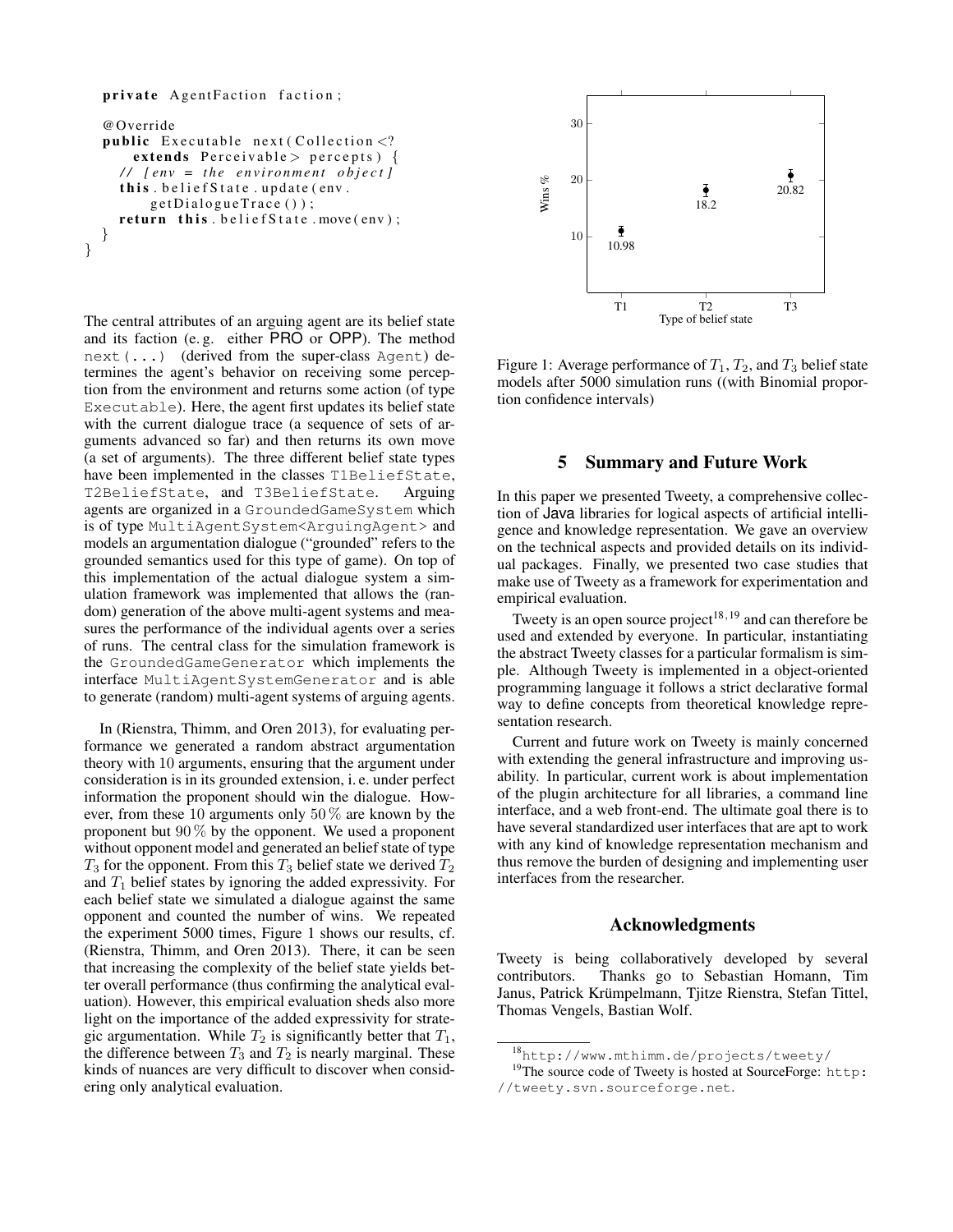```java
    private AgentFaction faction;

    @Override
    public Executable next(Collection<?
        extends Perceivable> percepts) {
      // [env = the environment object]
      this.beliefState.update(env.
          getDialogueTrace());
      return this.beliefState.move(env);
    }
}
```

The central attributes of an arguing agent are its belief state and its faction (e. g. either PRO or OPP). The method `next(...)` (derived from the super-class `Agent`) determines the agent's behavior on receiving some perception from the environment and returns some action (of type `Executable`). Here, the agent first updates its belief state with the current dialogue trace (a sequence of sets of arguments advanced so far) and then returns its own move (a set of arguments). The three different belief state types have been implemented in the classes `T1BeliefState`, `T2BeliefState`, and `T3BeliefState`. Arguing agents are organized in a `GroundedGameSystem` which is of type `MultiAgentSystem<ArguingAgent>` and models an argumentation dialogue ("grounded" refers to the grounded semantics used for this type of game). On top of this implementation of the actual dialogue system a simulation framework was implemented that allows the (random) generation of the above multi-agent systems and measures the performance of the individual agents over a series of runs. The central class for the simulation framework is the `GroundedGameGenerator` which implements the interface `MultiAgentSystemGenerator` and is able to generate (random) multi-agent systems of arguing agents.

In (Rienstra, Thimm, and Oren 2013), for evaluating performance we generated a random abstract argumentation theory with 10 arguments, ensuring that the argument under consideration is in its grounded extension, i. e. under perfect information the proponent should win the dialogue. However, from these 10 arguments only $50\,\%$ are known by the proponent but $90\,\%$ by the opponent. We used a proponent without opponent model and generated an belief state of type $T_3$ for the opponent. From this $T_3$ belief state we derived $T_2$ and $T_1$ belief states by ignoring the added expressivity. For each belief state we simulated a dialogue against the same opponent and counted the number of wins. We repeated the experiment 5000 times, Figure 1 shows our results, cf. (Rienstra, Thimm, and Oren 2013). There, it can be seen that increasing the complexity of the belief state yields better overall performance (thus confirming the analytical evaluation). However, this empirical evaluation sheds also more light on the importance of the added expressivity for strategic argumentation. While $T_2$ is significantly better that $T_1$, the difference between $T_3$ and $T_2$ is nearly marginal. These kinds of nuances are very difficult to discover when considering only analytical evaluation.

Figure 1: Average performance of $T_1$, $T_2$, and $T_3$ belief state models after 5000 simulation runs ((with Binomial proportion confidence intervals)

## 5 Summary and Future Work

In this paper we presented Tweety, a comprehensive collection of Java libraries for logical aspects of artificial intelligence and knowledge representation. We gave an overview on the technical aspects and provided details on its individual packages. Finally, we presented two case studies that make use of Tweety as a framework for experimentation and empirical evaluation.

Tweety is an open source project[18,19] and can therefore be used and extended by everyone. In particular, instantiating the abstract Tweety classes for a particular formalism is simple. Although Tweety is implemented in a object-oriented programming language it follows a strict declarative formal way to define concepts from theoretical knowledge representation research.

Current and future work on Tweety is mainly concerned with extending the general infrastructure and improving usability. In particular, current work is about implementation of the plugin architecture for all libraries, a command line interface, and a web front-end. The ultimate goal there is to have several standardized user interfaces that are apt to work with any kind of knowledge representation mechanism and thus remove the burden of designing and implementing user interfaces from the researcher.

## Acknowledgments

Tweety is being collaboratively developed by several contributors. Thanks go to Sebastian Homann, Tim Janus, Patrick Krümpelmann, Tjitze Rienstra, Stefan Tittel, Thomas Vengels, Bastian Wolf.

[18] http://www.mthimm.de/projects/tweety/

[19] The source code of Tweety is hosted at SourceForge: http://tweety.svn.sourceforge.net.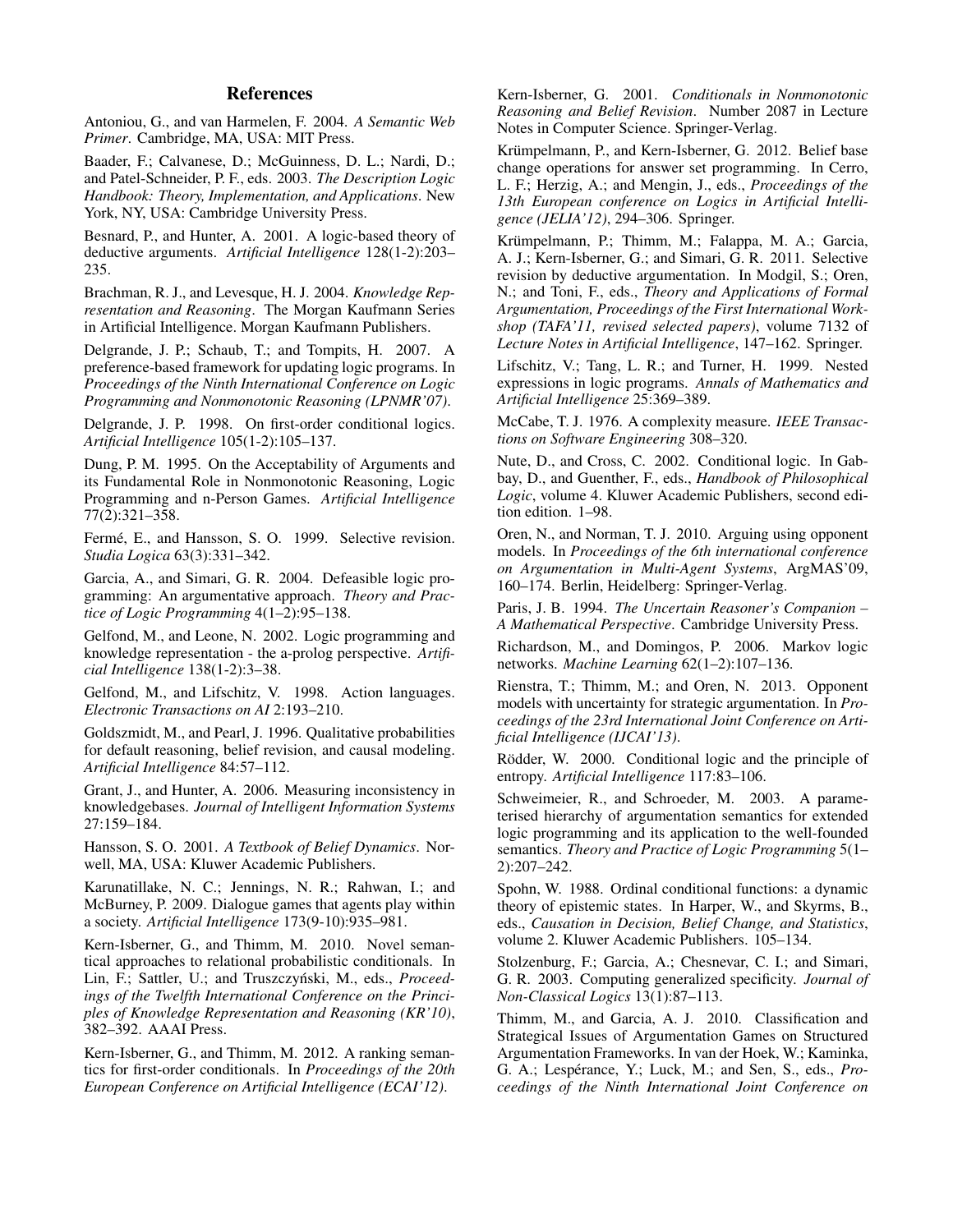## References

Antoniou, G., and van Harmelen, F. 2004. *A Semantic Web Primer*. Cambridge, MA, USA: MIT Press.

Baader, F.; Calvanese, D.; McGuinness, D. L.; Nardi, D.; and Patel-Schneider, P. F., eds. 2003. *The Description Logic Handbook: Theory, Implementation, and Applications*. New York, NY, USA: Cambridge University Press.

Besnard, P., and Hunter, A. 2001. A logic-based theory of deductive arguments. *Artificial Intelligence* 128(1-2):203–235.

Brachman, R. J., and Levesque, H. J. 2004. *Knowledge Representation and Reasoning*. The Morgan Kaufmann Series in Artificial Intelligence. Morgan Kaufmann Publishers.

Delgrande, J. P.; Schaub, T.; and Tompits, H. 2007. A preference-based framework for updating logic programs. In *Proceedings of the Ninth International Conference on Logic Programming and Nonmonotonic Reasoning (LPNMR'07)*.

Delgrande, J. P. 1998. On first-order conditional logics. *Artificial Intelligence* 105(1-2):105–137.

Dung, P. M. 1995. On the Acceptability of Arguments and its Fundamental Role in Nonmonotonic Reasoning, Logic Programming and n-Person Games. *Artificial Intelligence* 77(2):321–358.

Fermé, E., and Hansson, S. O. 1999. Selective revision. *Studia Logica* 63(3):331–342.

Garcia, A., and Simari, G. R. 2004. Defeasible logic programming: An argumentative approach. *Theory and Practice of Logic Programming* 4(1–2):95–138.

Gelfond, M., and Leone, N. 2002. Logic programming and knowledge representation - the a-prolog perspective. *Artificial Intelligence* 138(1-2):3–38.

Gelfond, M., and Lifschitz, V. 1998. Action languages. *Electronic Transactions on AI* 2:193–210.

Goldszmidt, M., and Pearl, J. 1996. Qualitative probabilities for default reasoning, belief revision, and causal modeling. *Artificial Intelligence* 84:57–112.

Grant, J., and Hunter, A. 2006. Measuring inconsistency in knowledgebases. *Journal of Intelligent Information Systems* 27:159–184.

Hansson, S. O. 2001. *A Textbook of Belief Dynamics*. Norwell, MA, USA: Kluwer Academic Publishers.

Karunatillake, N. C.; Jennings, N. R.; Rahwan, I.; and McBurney, P. 2009. Dialogue games that agents play within a society. *Artificial Intelligence* 173(9-10):935–981.

Kern-Isberner, G., and Thimm, M. 2010. Novel semantical approaches to relational probabilistic conditionals. In Lin, F.; Sattler, U.; and Truszczyński, M., eds., *Proceedings of the Twelfth International Conference on the Principles of Knowledge Representation and Reasoning (KR'10)*, 382–392. AAAI Press.

Kern-Isberner, G., and Thimm, M. 2012. A ranking semantics for first-order conditionals. In *Proceedings of the 20th European Conference on Artificial Intelligence (ECAI'12)*.

Kern-Isberner, G. 2001. *Conditionals in Nonmonotonic Reasoning and Belief Revision*. Number 2087 in Lecture Notes in Computer Science. Springer-Verlag.

Krümpelmann, P., and Kern-Isberner, G. 2012. Belief base change operations for answer set programming. In Cerro, L. F.; Herzig, A.; and Mengin, J., eds., *Proceedings of the 13th European conference on Logics in Artificial Intelligence (JELIA'12)*, 294–306. Springer.

Krümpelmann, P.; Thimm, M.; Falappa, M. A.; Garcia, A. J.; Kern-Isberner, G.; and Simari, G. R. 2011. Selective revision by deductive argumentation. In Modgil, S.; Oren, N.; and Toni, F., eds., *Theory and Applications of Formal Argumentation, Proceedings of the First International Workshop (TAFA'11, revised selected papers)*, volume 7132 of *Lecture Notes in Artificial Intelligence*, 147–162. Springer.

Lifschitz, V.; Tang, L. R.; and Turner, H. 1999. Nested expressions in logic programs. *Annals of Mathematics and Artificial Intelligence* 25:369–389.

McCabe, T. J. 1976. A complexity measure. *IEEE Transactions on Software Engineering* 308–320.

Nute, D., and Cross, C. 2002. Conditional logic. In Gabbay, D., and Guenther, F., eds., *Handbook of Philosophical Logic*, volume 4. Kluwer Academic Publishers, second edition edition. 1–98.

Oren, N., and Norman, T. J. 2010. Arguing using opponent models. In *Proceedings of the 6th international conference on Argumentation in Multi-Agent Systems*, ArgMAS'09, 160–174. Berlin, Heidelberg: Springer-Verlag.

Paris, J. B. 1994. *The Uncertain Reasoner's Companion – A Mathematical Perspective*. Cambridge University Press.

Richardson, M., and Domingos, P. 2006. Markov logic networks. *Machine Learning* 62(1–2):107–136.

Rienstra, T.; Thimm, M.; and Oren, N. 2013. Opponent models with uncertainty for strategic argumentation. In *Proceedings of the 23rd International Joint Conference on Artificial Intelligence (IJCAI'13)*.

Rödder, W. 2000. Conditional logic and the principle of entropy. *Artificial Intelligence* 117:83–106.

Schweimeier, R., and Schroeder, M. 2003. A parameterised hierarchy of argumentation semantics for extended logic programming and its application to the well-founded semantics. *Theory and Practice of Logic Programming* 5(1–2):207–242.

Spohn, W. 1988. Ordinal conditional functions: a dynamic theory of epistemic states. In Harper, W., and Skyrms, B., eds., *Causation in Decision, Belief Change, and Statistics*, volume 2. Kluwer Academic Publishers. 105–134.

Stolzenburg, F.; Garcia, A.; Chesnevar, C. I.; and Simari, G. R. 2003. Computing generalized specificity. *Journal of Non-Classical Logics* 13(1):87–113.

Thimm, M., and Garcia, A. J. 2010. Classification and Strategical Issues of Argumentation Games on Structured Argumentation Frameworks. In van der Hoek, W.; Kaminka, G. A.; Lespérance, Y.; Luck, M.; and Sen, S., eds., *Proceedings of the Ninth International Joint Conference on*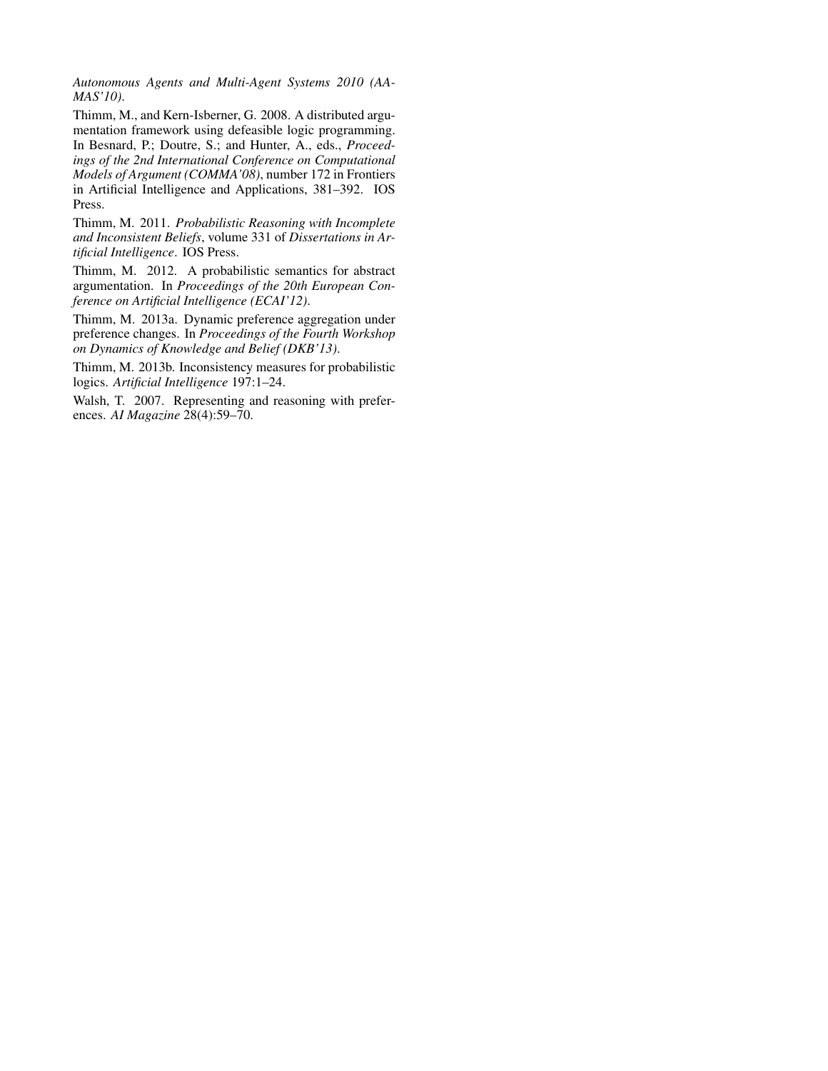*Autonomous Agents and Multi-Agent Systems 2010 (AAMAS'10)*.

Thimm, M., and Kern-Isberner, G. 2008. A distributed argumentation framework using defeasible logic programming. In Besnard, P.; Doutre, S.; and Hunter, A., eds., *Proceedings of the 2nd International Conference on Computational Models of Argument (COMMA'08)*, number 172 in Frontiers in Artificial Intelligence and Applications, 381–392. IOS Press.

Thimm, M. 2011. *Probabilistic Reasoning with Incomplete and Inconsistent Beliefs*, volume 331 of *Dissertations in Artificial Intelligence*. IOS Press.

Thimm, M. 2012. A probabilistic semantics for abstract argumentation. In *Proceedings of the 20th European Conference on Artificial Intelligence (ECAI'12)*.

Thimm, M. 2013a. Dynamic preference aggregation under preference changes. In *Proceedings of the Fourth Workshop on Dynamics of Knowledge and Belief (DKB'13)*.

Thimm, M. 2013b. Inconsistency measures for probabilistic logics. *Artificial Intelligence* 197:1–24.

Walsh, T. 2007. Representing and reasoning with preferences. *AI Magazine* 28(4):59–70.